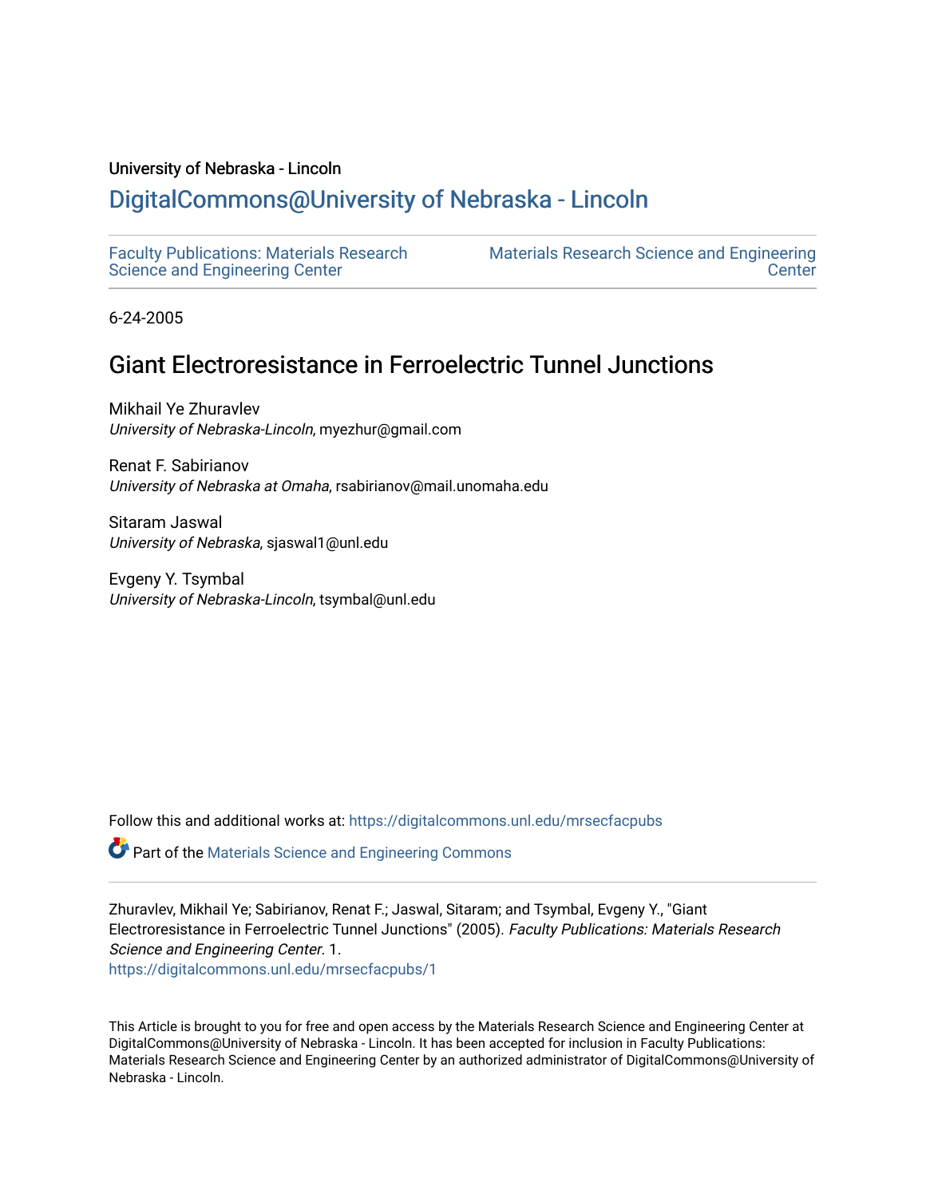University of Nebraska - Lincoln

## DigitalCommons@University of Nebraska - Lincoln

Faculty Publications: Materials Research Science and Engineering Center

Materials Research Science and Engineering Center

6-24-2005

# Giant Electroresistance in Ferroelectric Tunnel Junctions

Mikhail Ye Zhuravlev
*University of Nebraska-Lincoln*, myezhur@gmail.com

Renat F. Sabirianov
*University of Nebraska at Omaha*, rsabirianov@mail.unomaha.edu

Sitaram Jaswal
*University of Nebraska*, sjaswal1@unl.edu

Evgeny Y. Tsymbal
*University of Nebraska-Lincoln*, tsymbal@unl.edu

Follow this and additional works at: https://digitalcommons.unl.edu/mrsecfacpubs

Part of the Materials Science and Engineering Commons

Zhuravlev, Mikhail Ye; Sabirianov, Renat F.; Jaswal, Sitaram; and Tsymbal, Evgeny Y., "Giant Electroresistance in Ferroelectric Tunnel Junctions" (2005). *Faculty Publications: Materials Research Science and Engineering Center*. 1.
https://digitalcommons.unl.edu/mrsecfacpubs/1

This Article is brought to you for free and open access by the Materials Research Science and Engineering Center at DigitalCommons@University of Nebraska - Lincoln. It has been accepted for inclusion in Faculty Publications: Materials Research Science and Engineering Center by an authorized administrator of DigitalCommons@University of Nebraska - Lincoln.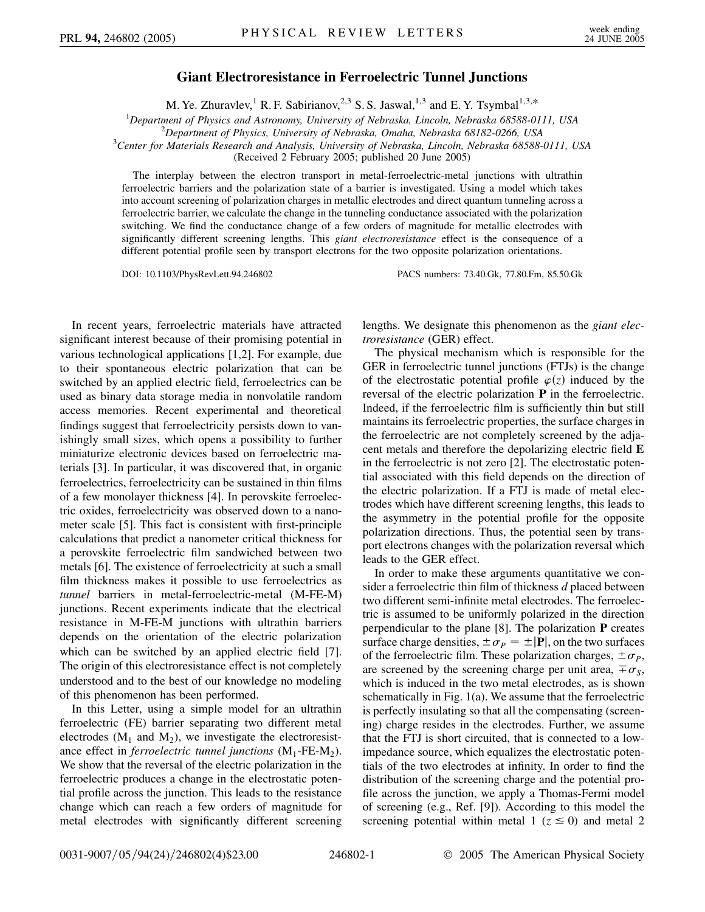# Giant Electroresistance in Ferroelectric Tunnel Junctions

M. Ye. Zhuravlev,[1] R. F. Sabirianov,[2,3] S. S. Jaswal,[1,3] and E. Y. Tsymbal[1,3,*]

[1]*Department of Physics and Astronomy, University of Nebraska, Lincoln, Nebraska 68588-0111, USA*
[2]*Department of Physics, University of Nebraska, Omaha, Nebraska 68182-0266, USA*
[3]*Center for Materials Research and Analysis, University of Nebraska, Lincoln, Nebraska 68588-0111, USA*
(Received 2 February 2005; published 20 June 2005)

The interplay between the electron transport in metal-ferroelectric-metal junctions with ultrathin ferroelectric barriers and the polarization state of a barrier is investigated. Using a model which takes into account screening of polarization charges in metallic electrodes and direct quantum tunneling across a ferroelectric barrier, we calculate the change in the tunneling conductance associated with the polarization switching. We find the conductance change of a few orders of magnitude for metallic electrodes with significantly different screening lengths. This *giant electroresistance* effect is the consequence of a different potential profile seen by transport electrons for the two opposite polarization orientations.

DOI: 10.1103/PhysRevLett.94.246802 PACS numbers: 73.40.Gk, 77.80.Fm, 85.50.Gk

In recent years, ferroelectric materials have attracted significant interest because of their promising potential in various technological applications [1,2]. For example, due to their spontaneous electric polarization that can be switched by an applied electric field, ferroelectrics can be used as binary data storage media in nonvolatile random access memories. Recent experimental and theoretical findings suggest that ferroelectricity persists down to vanishingly small sizes, which opens a possibility to further miniaturize electronic devices based on ferroelectric materials [3]. In particular, it was discovered that, in organic ferroelectrics, ferroelectricity can be sustained in thin films of a few monolayer thickness [4]. In perovskite ferroelectric oxides, ferroelectricity was observed down to a nanometer scale [5]. This fact is consistent with first-principle calculations that predict a nanometer critical thickness for a perovskite ferroelectric film sandwiched between two metals [6]. The existence of ferroelectricity at such a small film thickness makes it possible to use ferroelectrics as *tunnel* barriers in metal-ferroelectric-metal (M-FE-M) junctions. Recent experiments indicate that the electrical resistance in M-FE-M junctions with ultrathin barriers depends on the orientation of the electric polarization which can be switched by an applied electric field [7]. The origin of this electroresistance effect is not completely understood and to the best of our knowledge no modeling of this phenomenon has been performed.

In this Letter, using a simple model for an ultrathin ferroelectric (FE) barrier separating two different metal electrodes ($M_1$ and $M_2$), we investigate the electroresistance effect in *ferroelectric tunnel junctions* ($M_1$-FE-$M_2$). We show that the reversal of the electric polarization in the ferroelectric produces a change in the electrostatic potential profile across the junction. This leads to the resistance change which can reach a few orders of magnitude for metal electrodes with significantly different screening lengths. We designate this phenomenon as the *giant electroresistance* (GER) effect.

The physical mechanism which is responsible for the GER in ferroelectric tunnel junctions (FTJs) is the change of the electrostatic potential profile $\varphi(z)$ induced by the reversal of the electric polarization $\mathbf{P}$ in the ferroelectric. Indeed, if the ferroelectric film is sufficiently thin but still maintains its ferroelectric properties, the surface charges in the ferroelectric are not completely screened by the adjacent metals and therefore the depolarizing electric field $\mathbf{E}$ in the ferroelectric is not zero [2]. The electrostatic potential associated with this field depends on the direction of the electric polarization. If a FTJ is made of metal electrodes which have different screening lengths, this leads to the asymmetry in the potential profile for the opposite polarization directions. Thus, the potential seen by transport electrons changes with the polarization reversal which leads to the GER effect.

In order to make these arguments quantitative we consider a ferroelectric thin film of thickness $d$ placed between two different semi-infinite metal electrodes. The ferroelectric is assumed to be uniformly polarized in the direction perpendicular to the plane [8]. The polarization $\mathbf{P}$ creates surface charge densities, $\pm\sigma_P = \pm|\mathbf{P}|$, on the two surfaces of the ferroelectric film. These polarization charges, $\pm\sigma_P$, are screened by the screening charge per unit area, $\mp\sigma_S$, which is induced in the two metal electrodes, as is shown schematically in Fig. 1(a). We assume that the ferroelectric is perfectly insulating so that all the compensating (screening) charge resides in the electrodes. Further, we assume that the FTJ is short circuited, that is connected to a low-impedance source, which equalizes the electrostatic potentials of the two electrodes at infinity. In order to find the distribution of the screening charge and the potential profile across the junction, we apply a Thomas-Fermi model of screening (e.g., Ref. [9]). According to this model the screening potential within metal 1 ($z \leq 0$) and metal 2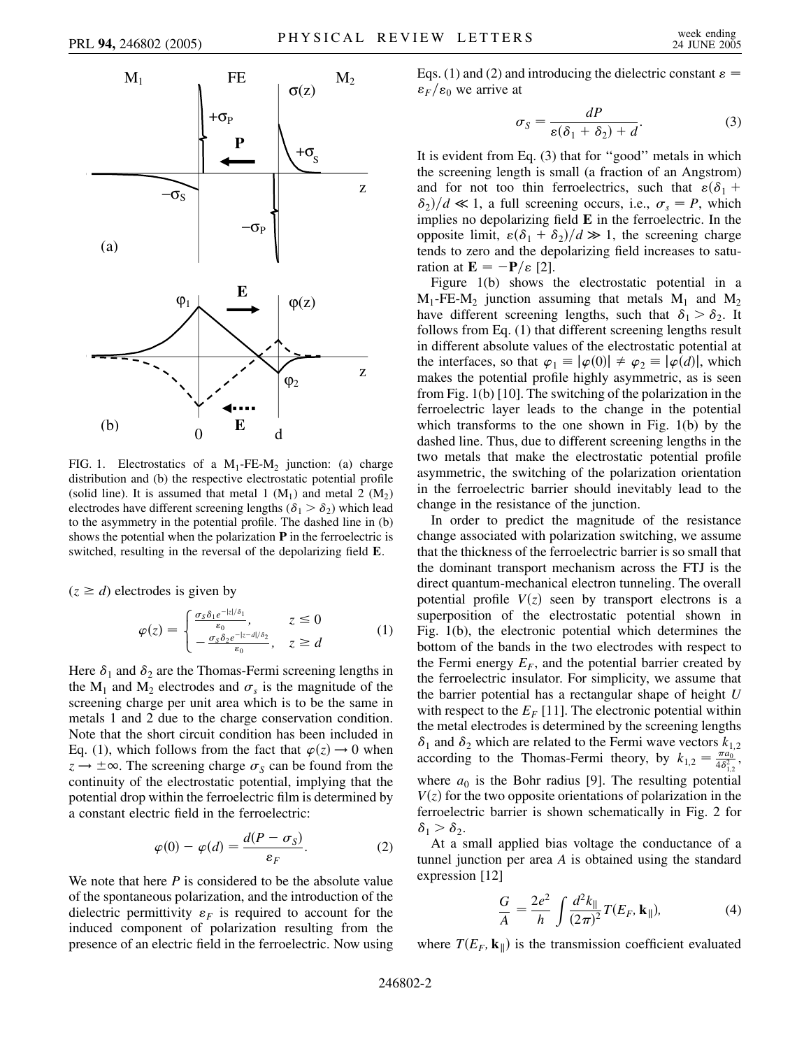FIG. 1. Electrostatics of a $M_1$-FE-$M_2$ junction: (a) charge distribution and (b) the respective electrostatic potential profile (solid line). It is assumed that metal 1 ($M_1$) and metal 2 ($M_2$) electrodes have different screening lengths ($\delta_1 > \delta_2$) which lead to the asymmetry in the potential profile. The dashed line in (b) shows the potential when the polarization **P** in the ferroelectric is switched, resulting in the reversal of the depolarizing field **E**.

($z \geq d$) electrodes is given by

$$\varphi(z) = \begin{cases} \frac{\sigma_S \delta_1 e^{-|z|/\delta_1}}{\varepsilon_0}, & z \leq 0 \\ -\frac{\sigma_S \delta_2 e^{-|z-d|/\delta_2}}{\varepsilon_0}, & z \geq d \end{cases} \tag{1}$$

Here $\delta_1$ and $\delta_2$ are the Thomas-Fermi screening lengths in the $M_1$ and $M_2$ electrodes and $\sigma_s$ is the magnitude of the screening charge per unit area which is to be the same in metals 1 and 2 due to the charge conservation condition. Note that the short circuit condition has been included in Eq. (1), which follows from the fact that $\varphi(z) \to 0$ when $z \to \pm\infty$. The screening charge $\sigma_S$ can be found from the continuity of the electrostatic potential, implying that the potential drop within the ferroelectric film is determined by a constant electric field in the ferroelectric:

$$\varphi(0) - \varphi(d) = \frac{d(P - \sigma_S)}{\varepsilon_F}. \tag{2}$$

We note that here $P$ is considered to be the absolute value of the spontaneous polarization, and the introduction of the dielectric permittivity $\varepsilon_F$ is required to account for the induced component of polarization resulting from the presence of an electric field in the ferroelectric. Now using Eqs. (1) and (2) and introducing the dielectric constant $\varepsilon = \varepsilon_F/\varepsilon_0$ we arrive at

$$\sigma_S = \frac{dP}{\varepsilon(\delta_1 + \delta_2) + d}. \tag{3}$$

It is evident from Eq. (3) that for "good" metals in which the screening length is small (a fraction of an Angstrom) and for not too thin ferroelectrics, such that $\varepsilon(\delta_1 + \delta_2)/d \ll 1$, a full screening occurs, i.e., $\sigma_s = P$, which implies no depolarizing field **E** in the ferroelectric. In the opposite limit, $\varepsilon(\delta_1 + \delta_2)/d \gg 1$, the screening charge tends to zero and the depolarizing field increases to saturation at $\mathbf{E} = -\mathbf{P}/\varepsilon$ [2].

Figure 1(b) shows the electrostatic potential in a $M_1$-FE-$M_2$ junction assuming that metals $M_1$ and $M_2$ have different screening lengths, such that $\delta_1 > \delta_2$. It follows from Eq. (1) that different screening lengths result in different absolute values of the electrostatic potential at the interfaces, so that $\varphi_1 \equiv |\varphi(0)| \neq \varphi_2 \equiv |\varphi(d)|$, which makes the potential profile highly asymmetric, as is seen from Fig. 1(b) [10]. The switching of the polarization in the ferroelectric layer leads to the change in the potential which transforms to the one shown in Fig. 1(b) by the dashed line. Thus, due to different screening lengths in the two metals that make the electrostatic potential profile asymmetric, the switching of the polarization orientation in the ferroelectric barrier should inevitably lead to the change in the resistance of the junction.

In order to predict the magnitude of the resistance change associated with polarization switching, we assume that the thickness of the ferroelectric barrier is so small that the dominant transport mechanism across the FTJ is the direct quantum-mechanical electron tunneling. The overall potential profile $V(z)$ seen by transport electrons is a superposition of the electrostatic potential shown in Fig. 1(b), the electronic potential which determines the bottom of the bands in the two electrodes with respect to the Fermi energy $E_F$, and the potential barrier created by the ferroelectric insulator. For simplicity, we assume that the barrier potential has a rectangular shape of height $U$ with respect to the $E_F$ [11]. The electronic potential within the metal electrodes is determined by the screening lengths $\delta_1$ and $\delta_2$ which are related to the Fermi wave vectors $k_{1,2}$ according to the Thomas-Fermi theory, by $k_{1,2} = \frac{\pi a_0}{4\delta_{1,2}^2}$, where $a_0$ is the Bohr radius [9]. The resulting potential $V(z)$ for the two opposite orientations of polarization in the ferroelectric barrier is shown schematically in Fig. 2 for $\delta_1 > \delta_2$.

At a small applied bias voltage the conductance of a tunnel junction per area $A$ is obtained using the standard expression [12]

$$\frac{G}{A} = \frac{2e^2}{h} \int \frac{d^2 k_\parallel}{(2\pi)^2} T(E_F, \mathbf{k}_\parallel), \tag{4}$$

where $T(E_F, \mathbf{k}_\parallel)$ is the transmission coefficient evaluated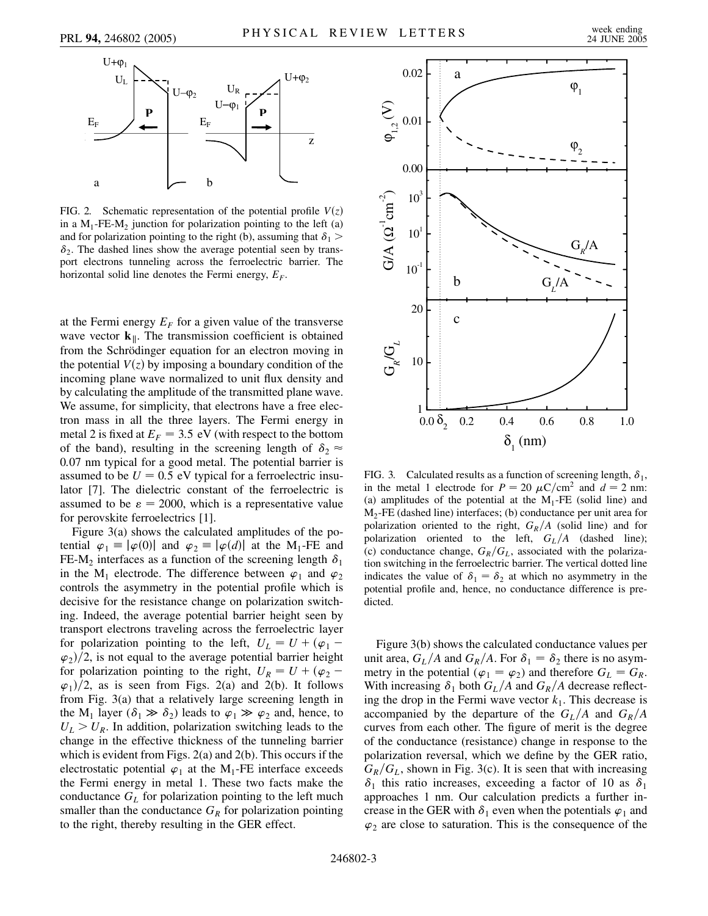FIG. 2. Schematic representation of the potential profile $V(z)$ in a $M_1$-FE-$M_2$ junction for polarization pointing to the left (a) and for polarization pointing to the right (b), assuming that $\delta_1 > \delta_2$. The dashed lines show the average potential seen by transport electrons tunneling across the ferroelectric barrier. The horizontal solid line denotes the Fermi energy, $E_F$.

at the Fermi energy $E_F$ for a given value of the transverse wave vector $\mathbf{k}_\parallel$. The transmission coefficient is obtained from the Schrödinger equation for an electron moving in the potential $V(z)$ by imposing a boundary condition of the incoming plane wave normalized to unit flux density and by calculating the amplitude of the transmitted plane wave. We assume, for simplicity, that electrons have a free electron mass in all the three layers. The Fermi energy in metal 2 is fixed at $E_F = 3.5$ eV (with respect to the bottom of the band), resulting in the screening length of $\delta_2 \approx 0.07$ nm typical for a good metal. The potential barrier is assumed to be $U = 0.5$ eV typical for a ferroelectric insulator [7]. The dielectric constant of the ferroelectric is assumed to be $\varepsilon = 2000$, which is a representative value for perovskite ferroelectrics [1].

Figure 3(a) shows the calculated amplitudes of the potential $\varphi_1 \equiv |\varphi(0)|$ and $\varphi_2 \equiv |\varphi(d)|$ at the $M_1$-FE and FE-$M_2$ interfaces as a function of the screening length $\delta_1$ in the $M_1$ electrode. The difference between $\varphi_1$ and $\varphi_2$ controls the asymmetry in the potential profile which is decisive for the resistance change on polarization switching. Indeed, the average potential barrier height seen by transport electrons traveling across the ferroelectric layer for polarization pointing to the left, $U_L = U + (\varphi_1 - \varphi_2)/2$, is not equal to the average potential barrier height for polarization pointing to the right, $U_R = U + (\varphi_2 - \varphi_1)/2$, as is seen from Figs. 2(a) and 2(b). It follows from Fig. 3(a) that a relatively large screening length in the $M_1$ layer ($\delta_1 \gg \delta_2$) leads to $\varphi_1 \gg \varphi_2$ and, hence, to $U_L > U_R$. In addition, polarization switching leads to the change in the effective thickness of the tunneling barrier which is evident from Figs. 2(a) and 2(b). This occurs if the electrostatic potential $\varphi_1$ at the $M_1$-FE interface exceeds the Fermi energy in metal 1. These two facts make the conductance $G_L$ for polarization pointing to the left much smaller than the conductance $G_R$ for polarization pointing to the right, thereby resulting in the GER effect.

FIG. 3. Calculated results as a function of screening length, $\delta_1$, in the metal 1 electrode for $P = 20\ \mu\mathrm{C/cm}^2$ and $d = 2$ nm: (a) amplitudes of the potential at the $M_1$-FE (solid line) and $M_2$-FE (dashed line) interfaces; (b) conductance per unit area for polarization oriented to the right, $G_R/A$ (solid line) and for polarization oriented to the left, $G_L/A$ (dashed line); (c) conductance change, $G_R/G_L$, associated with the polarization switching in the ferroelectric barrier. The vertical dotted line indicates the value of $\delta_1 = \delta_2$ at which no asymmetry in the potential profile and, hence, no conductance difference is predicted.

Figure 3(b) shows the calculated conductance values per unit area, $G_L/A$ and $G_R/A$. For $\delta_1 = \delta_2$ there is no asymmetry in the potential ($\varphi_1 = \varphi_2$) and therefore $G_L = G_R$. With increasing $\delta_1$ both $G_L/A$ and $G_R/A$ decrease reflecting the drop in the Fermi wave vector $k_1$. This decrease is accompanied by the departure of the $G_L/A$ and $G_R/A$ curves from each other. The figure of merit is the degree of the conductance (resistance) change in response to the polarization reversal, which we define by the GER ratio, $G_R/G_L$, shown in Fig. 3(c). It is seen that with increasing $\delta_1$ this ratio increases, exceeding a factor of 10 as $\delta_1$ approaches 1 nm. Our calculation predicts a further increase in the GER with $\delta_1$ even when the potentials $\varphi_1$ and $\varphi_2$ are close to saturation. This is the consequence of the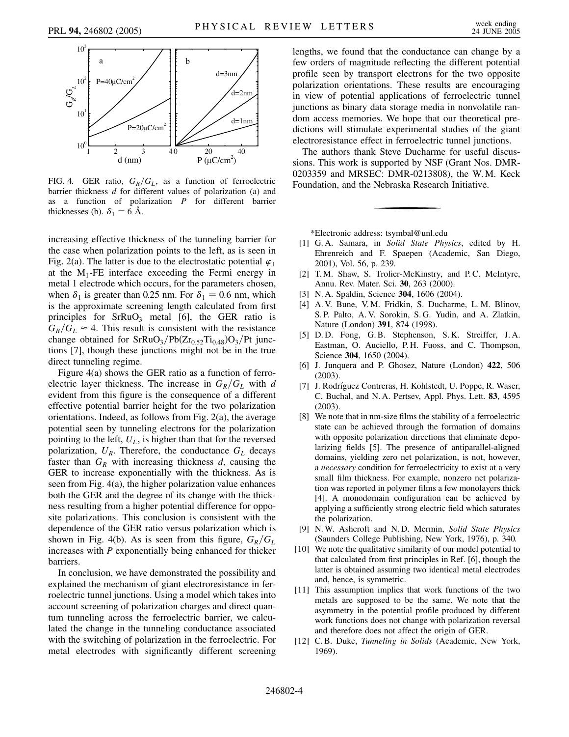$10^3$

a

$P=40\mu C/cm^2$

$10^2$

$G_R/G_L$

$10^1$

$P=20\mu C/cm^2$

$10^0$

1 2 3 4

d (nm)

b

d=3nm

d=2nm

d=1nm

0 20 40

P ($\mu C/cm^2$)

FIG. 4. GER ratio, $G_R/G_L$, as a function of ferroelectric barrier thickness $d$ for different values of polarization (a) and as a function of polarization $P$ for different barrier thicknesses (b). $\delta_1 = 6$ Å.

increasing effective thickness of the tunneling barrier for the case when polarization points to the left, as is seen in Fig. 2(a). The latter is due to the electrostatic potential $\varphi_1$ at the $M_1$-FE interface exceeding the Fermi energy in metal 1 electrode which occurs, for the parameters chosen, when $\delta_1$ is greater than 0.25 nm. For $\delta_1 = 0.6$ nm, which is the approximate screening length calculated from first principles for $SrRuO_3$ metal [6], the GER ratio is $G_R/G_L \approx 4$. This result is consistent with the resistance change obtained for $SrRuO_3/Pb(Zr_{0.52}Ti_{0.48})O_3/Pt$ junctions [7], though these junctions might not be in the true direct tunneling regime.

Figure 4(a) shows the GER ratio as a function of ferroelectric layer thickness. The increase in $G_R/G_L$ with $d$ evident from this figure is the consequence of a different effective potential barrier height for the two polarization orientations. Indeed, as follows from Fig. 2(a), the average potential seen by tunneling electrons for the polarization pointing to the left, $U_L$, is higher than that for the reversed polarization, $U_R$. Therefore, the conductance $G_L$ decays faster than $G_R$ with increasing thickness $d$, causing the GER to increase exponentially with the thickness. As is seen from Fig. 4(a), the higher polarization value enhances both the GER and the degree of its change with the thickness resulting from a higher potential difference for opposite polarizations. This conclusion is consistent with the dependence of the GER ratio versus polarization which is shown in Fig. 4(b). As is seen from this figure, $G_R/G_L$ increases with $P$ exponentially being enhanced for thicker barriers.

In conclusion, we have demonstrated the possibility and explained the mechanism of giant electroresistance in ferroelectric tunnel junctions. Using a model which takes into account screening of polarization charges and direct quantum tunneling across the ferroelectric barrier, we calculated the change in the tunneling conductance associated with the switching of polarization in the ferroelectric. For metal electrodes with significantly different screening lengths, we found that the conductance can change by a few orders of magnitude reflecting the different potential profile seen by transport electrons for the two opposite polarization orientations. These results are encouraging in view of potential applications of ferroelectric tunnel junctions as binary data storage media in nonvolatile random access memories. We hope that our theoretical predictions will stimulate experimental studies of the giant electroresistance effect in ferroelectric tunnel junctions.

The authors thank Steve Ducharme for useful discussions. This work is supported by NSF (Grant Nos. DMR-0203359 and MRSEC: DMR-0213808), the W. M. Keck Foundation, and the Nebraska Research Initiative.

*Electronic address: tsymbal@unl.edu

[1] G. A. Samara, in *Solid State Physics*, edited by H. Ehrenreich and F. Spaepen (Academic, San Diego, 2001), Vol. 56, p. 239.

[2] T. M. Shaw, S. Trolier-McKinstry, and P. C. McIntyre, Annu. Rev. Mater. Sci. **30**, 263 (2000).

[3] N. A. Spaldin, Science **304**, 1606 (2004).

[4] A. V. Bune, V. M. Fridkin, S. Ducharme, L. M. Blinov, S. P. Palto, A. V. Sorokin, S. G. Yudin, and A. Zlatkin, Nature (London) **391**, 874 (1998).

[5] D. D. Fong, G. B. Stephenson, S. K. Streiffer, J. A. Eastman, O. Auciello, P. H. Fuoss, and C. Thompson, Science **304**, 1650 (2004).

[6] J. Junquera and P. Ghosez, Nature (London) **422**, 506 (2003).

[7] J. Rodríguez Contreras, H. Kohlstedt, U. Poppe, R. Waser, C. Buchal, and N. A. Pertsev, Appl. Phys. Lett. **83**, 4595 (2003).

[8] We note that in nm-size films the stability of a ferroelectric state can be achieved through the formation of domains with opposite polarization directions that eliminate depolarizing fields [5]. The presence of antiparallel-aligned domains, yielding zero net polarization, is not, however, a *necessary* condition for ferroelectricity to exist at a very small film thickness. For example, nonzero net polarization was reported in polymer films a few monolayers thick [4]. A monodomain configuration can be achieved by applying a sufficiently strong electric field which saturates the polarization.

[9] N. W. Ashcroft and N. D. Mermin, *Solid State Physics* (Saunders College Publishing, New York, 1976), p. 340.

[10] We note the qualitative similarity of our model potential to that calculated from first principles in Ref. [6], though the latter is obtained assuming two identical metal electrodes and, hence, is symmetric.

[11] This assumption implies that work functions of the two metals are supposed to be the same. We note that the asymmetry in the potential profile produced by different work functions does not change with polarization reversal and therefore does not affect the origin of GER.

[12] C. B. Duke, *Tunneling in Solids* (Academic, New York, 1969).